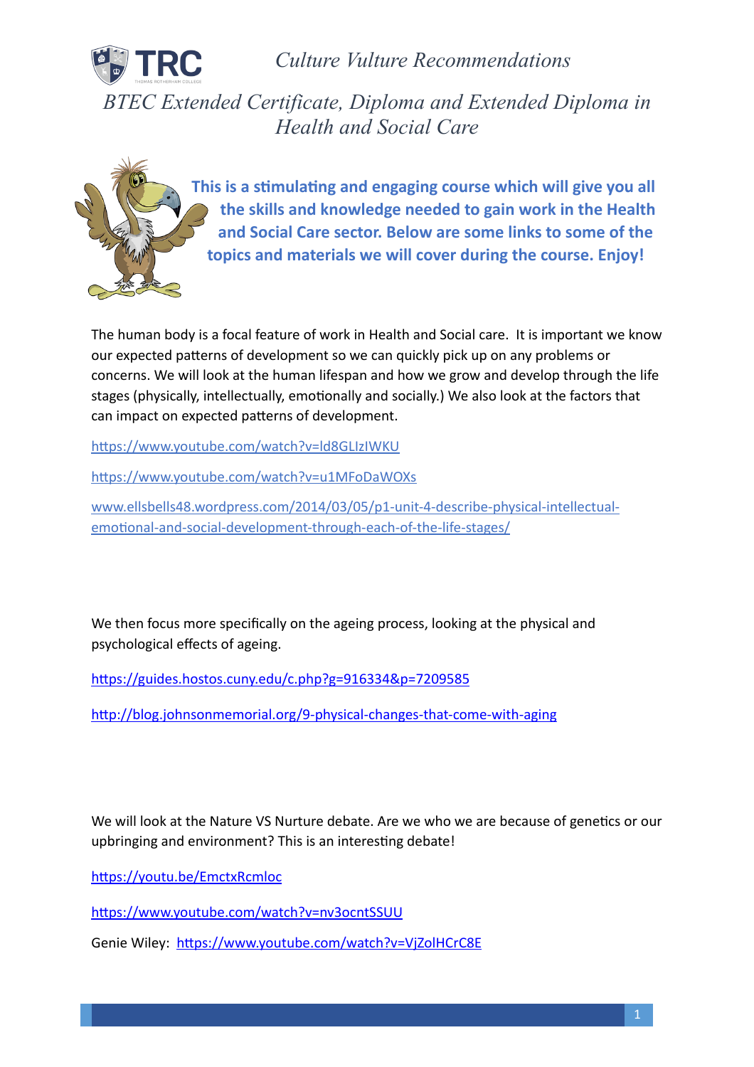# Culture Vulture Recommendations

## BTEC Extended Certificate, Diploma and Extended Diploma in Health and Social Care

**This is a stimulating and engaging course which will give you all the skills and knowledge needed to gain work in the Health and Social Care sector. Below are some links to some of the topics and materials we will cover during the course. Enjoy!**

The human body is a focal feature of work in Health and Social care. It is important we know our expected patterns of development so we can quickly pick up on any problems or concerns. We will look at the human lifespan and how we grow and develop through the life stages (physically, intellectually, emotionally and socially.) We also look at the factors that can impact on expected patterns of development.

https://www.youtube.com/watch?v=ld8GLIzIWKU

https://www.youtube.com/watch?v=u1MFoDaWOXs

www.ellsbells48.wordpress.com/2014/03/05/p1-unit-4-describe-physical-intellectual-emotional-and-social-development-through-each-of-the-life-stages/

We then focus more specifically on the ageing process, looking at the physical and psychological effects of ageing.

https://guides.hostos.cuny.edu/c.php?g=916334&p=7209585

http://blog.johnsonmemorial.org/9-physical-changes-that-come-with-aging

We will look at the Nature VS Nurture debate. Are we who we are because of genetics or our upbringing and environment? This is an interesting debate!

https://youtu.be/EmctxRcmloc

https://www.youtube.com/watch?v=nv3ocntSSUU

Genie Wiley: https://www.youtube.com/watch?v=VjZolHCrC8E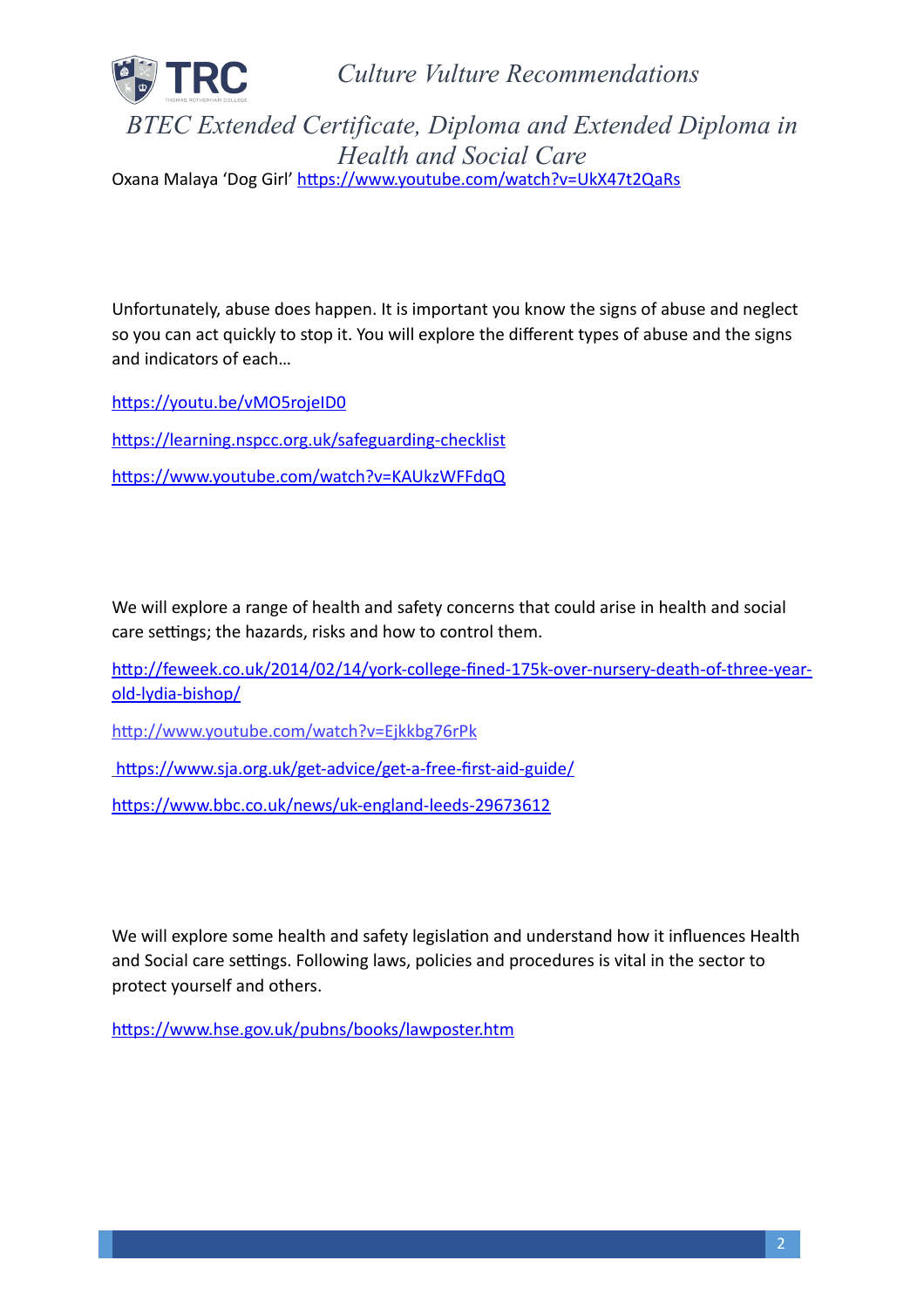Oxana Malaya 'Dog Girl' https://www.youtube.com/watch?v=UkX47t2QaRs

Unfortunately, abuse does happen. It is important you know the signs of abuse and neglect so you can act quickly to stop it. You will explore the different types of abuse and the signs and indicators of each…

https://youtu.be/vMO5rojeID0

https://learning.nspcc.org.uk/safeguarding-checklist

https://www.youtube.com/watch?v=KAUkzWFFdqQ

We will explore a range of health and safety concerns that could arise in health and social care settings; the hazards, risks and how to control them.

http://feweek.co.uk/2014/02/14/york-college-fined-175k-over-nursery-death-of-three-year-old-lydia-bishop/

http://www.youtube.com/watch?v=Ejkkbg76rPk

https://www.sja.org.uk/get-advice/get-a-free-first-aid-guide/

https://www.bbc.co.uk/news/uk-england-leeds-29673612

We will explore some health and safety legislation and understand how it influences Health and Social care settings. Following laws, policies and procedures is vital in the sector to protect yourself and others.

https://www.hse.gov.uk/pubns/books/lawposter.htm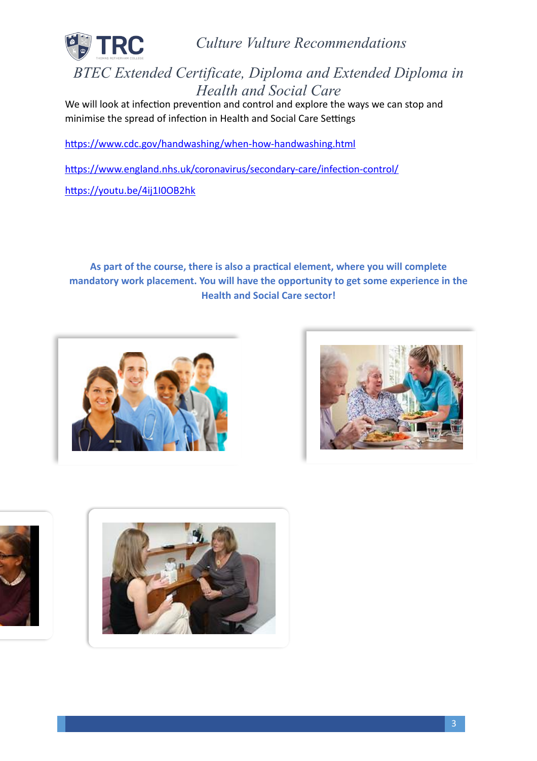## BTEC Extended Certificate, Diploma and Extended Diploma in Health and Social Care

We will look at infection prevention and control and explore the ways we can stop and minimise the spread of infection in Health and Social Care Settings

https://www.cdc.gov/handwashing/when-how-handwashing.html

https://www.england.nhs.uk/coronavirus/secondary-care/infection-control/

https://youtu.be/4ij1I0OB2hk

**As part of the course, there is also a practical element, where you will complete mandatory work placement. You will have the opportunity to get some experience in the Health and Social Care sector!**